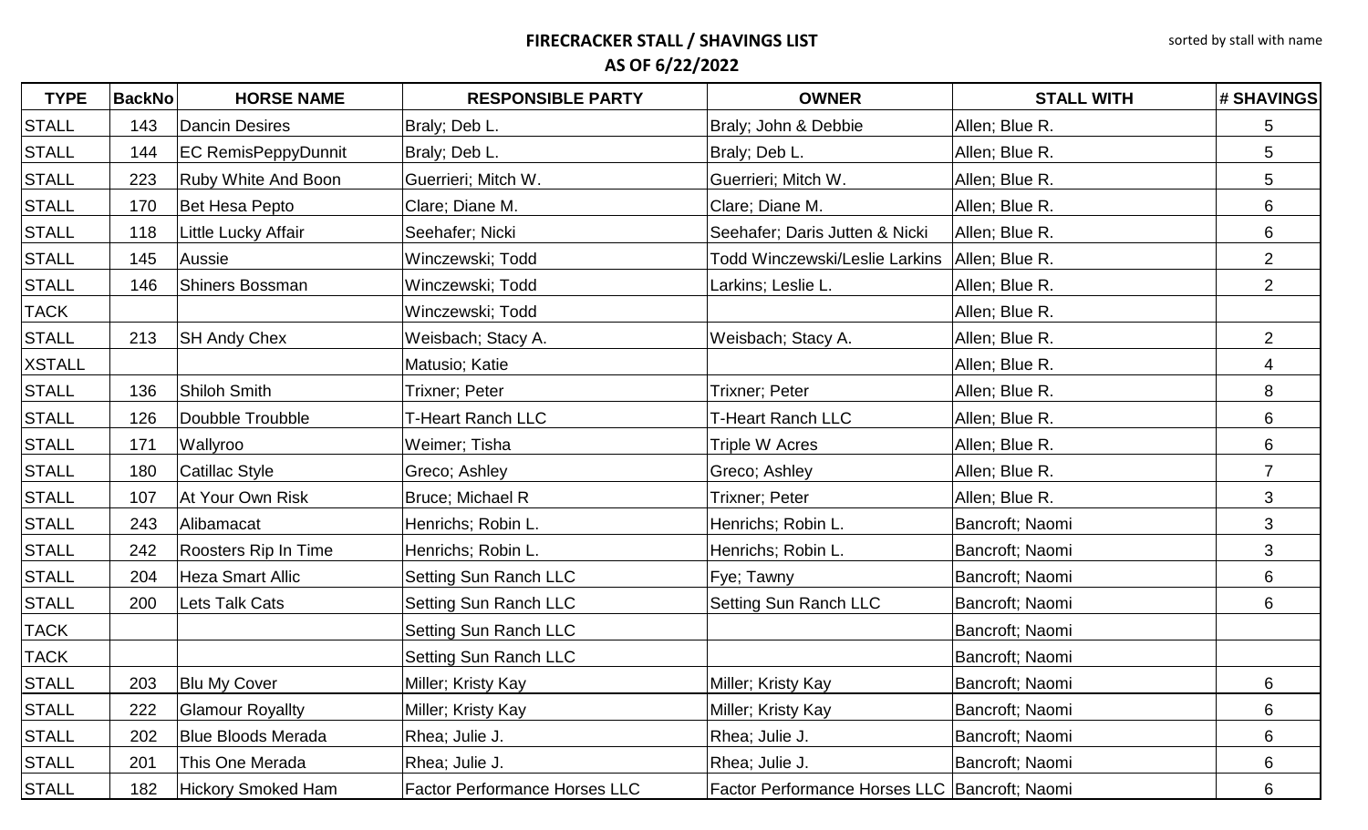# FIRECRACKER STALL / SHAVINGS LIST

## AS OF 6/22/2022

sorted by stall with name

| TYPE | BackNo | HORSE NAME | RESPONSIBLE PARTY | OWNER | STALL WITH | # SHAVINGS |
|---|---|---|---|---|---|---|
| STALL | 143 | Dancin Desires | Braly; Deb L. | Braly; John & Debbie | Allen; Blue R. | 5 |
| STALL | 144 | EC RemisPeppyDunnit | Braly; Deb L. | Braly; Deb L. | Allen; Blue R. | 5 |
| STALL | 223 | Ruby White And Boon | Guerrieri; Mitch W. | Guerrieri; Mitch W. | Allen; Blue R. | 5 |
| STALL | 170 | Bet Hesa Pepto | Clare; Diane M. | Clare; Diane M. | Allen; Blue R. | 6 |
| STALL | 118 | Little Lucky Affair | Seehafer; Nicki | Seehafer; Daris Jutten & Nicki | Allen; Blue R. | 6 |
| STALL | 145 | Aussie | Winczewski; Todd | Todd Winczewski/Leslie Larkins | Allen; Blue R. | 2 |
| STALL | 146 | Shiners Bossman | Winczewski; Todd | Larkins; Leslie L. | Allen; Blue R. | 2 |
| TACK | | | Winczewski; Todd | | Allen; Blue R. | |
| STALL | 213 | SH Andy Chex | Weisbach; Stacy A. | Weisbach; Stacy A. | Allen; Blue R. | 2 |
| XSTALL | | | Matusio; Katie | | Allen; Blue R. | 4 |
| STALL | 136 | Shiloh Smith | Trixner; Peter | Trixner; Peter | Allen; Blue R. | 8 |
| STALL | 126 | Doubble Troubble | T-Heart Ranch LLC | T-Heart Ranch LLC | Allen; Blue R. | 6 |
| STALL | 171 | Wallyroo | Weimer; Tisha | Triple W Acres | Allen; Blue R. | 6 |
| STALL | 180 | Catillac Style | Greco; Ashley | Greco; Ashley | Allen; Blue R. | 7 |
| STALL | 107 | At Your Own Risk | Bruce; Michael R | Trixner; Peter | Allen; Blue R. | 3 |
| STALL | 243 | Alibamacat | Henrichs; Robin L. | Henrichs; Robin L. | Bancroft; Naomi | 3 |
| STALL | 242 | Roosters Rip In Time | Henrichs; Robin L. | Henrichs; Robin L. | Bancroft; Naomi | 3 |
| STALL | 204 | Heza Smart Allic | Setting Sun Ranch LLC | Fye; Tawny | Bancroft; Naomi | 6 |
| STALL | 200 | Lets Talk Cats | Setting Sun Ranch LLC | Setting Sun Ranch LLC | Bancroft; Naomi | 6 |
| TACK | | | Setting Sun Ranch LLC | | Bancroft; Naomi | |
| TACK | | | Setting Sun Ranch LLC | | Bancroft; Naomi | |
| STALL | 203 | Blu My Cover | Miller; Kristy Kay | Miller; Kristy Kay | Bancroft; Naomi | 6 |
| STALL | 222 | Glamour Royallty | Miller; Kristy Kay | Miller; Kristy Kay | Bancroft; Naomi | 6 |
| STALL | 202 | Blue Bloods Merada | Rhea; Julie J. | Rhea; Julie J. | Bancroft; Naomi | 6 |
| STALL | 201 | This One Merada | Rhea; Julie J. | Rhea; Julie J. | Bancroft; Naomi | 6 |
| STALL | 182 | Hickory Smoked Ham | Factor Performance Horses LLC | Factor Performance Horses LLC | Bancroft; Naomi | 6 |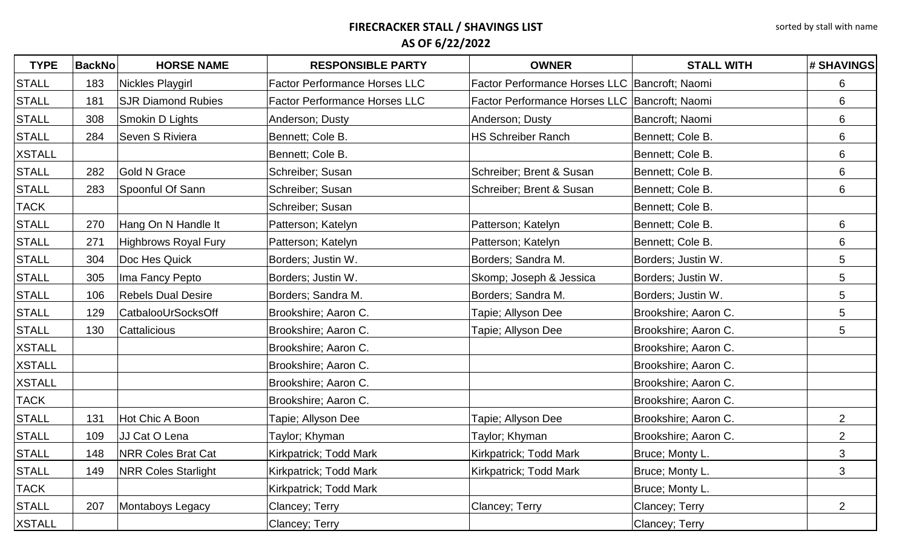# FIRECRACKER STALL / SHAVINGS LIST

## AS OF 6/22/2022

sorted by stall with name

| TYPE | BackNo | HORSE NAME | RESPONSIBLE PARTY | OWNER | STALL WITH | # SHAVINGS |
|---|---|---|---|---|---|---|
| STALL | 183 | Nickles Playgirl | Factor Performance Horses LLC | Factor Performance Horses LLC | Bancroft; Naomi | 6 |
| STALL | 181 | SJR Diamond Rubies | Factor Performance Horses LLC | Factor Performance Horses LLC | Bancroft; Naomi | 6 |
| STALL | 308 | Smokin D Lights | Anderson; Dusty | Anderson; Dusty | Bancroft; Naomi | 6 |
| STALL | 284 | Seven S Riviera | Bennett; Cole B. | HS Schreiber Ranch | Bennett; Cole B. | 6 |
| XSTALL | | | Bennett; Cole B. | | Bennett; Cole B. | 6 |
| STALL | 282 | Gold N Grace | Schreiber; Susan | Schreiber; Brent & Susan | Bennett; Cole B. | 6 |
| STALL | 283 | Spoonful Of Sann | Schreiber; Susan | Schreiber; Brent & Susan | Bennett; Cole B. | 6 |
| TACK | | | Schreiber; Susan | | Bennett; Cole B. | |
| STALL | 270 | Hang On N Handle It | Patterson; Katelyn | Patterson; Katelyn | Bennett; Cole B. | 6 |
| STALL | 271 | Highbrows Royal Fury | Patterson; Katelyn | Patterson; Katelyn | Bennett; Cole B. | 6 |
| STALL | 304 | Doc Hes Quick | Borders; Justin W. | Borders; Sandra M. | Borders; Justin W. | 5 |
| STALL | 305 | Ima Fancy Pepto | Borders; Justin W. | Skomp; Joseph & Jessica | Borders; Justin W. | 5 |
| STALL | 106 | Rebels Dual Desire | Borders; Sandra M. | Borders; Sandra M. | Borders; Justin W. | 5 |
| STALL | 129 | CatbalooUrSocksOff | Brookshire; Aaron C. | Tapie; Allyson Dee | Brookshire; Aaron C. | 5 |
| STALL | 130 | Cattalicious | Brookshire; Aaron C. | Tapie; Allyson Dee | Brookshire; Aaron C. | 5 |
| XSTALL | | | Brookshire; Aaron C. | | Brookshire; Aaron C. | |
| XSTALL | | | Brookshire; Aaron C. | | Brookshire; Aaron C. | |
| XSTALL | | | Brookshire; Aaron C. | | Brookshire; Aaron C. | |
| TACK | | | Brookshire; Aaron C. | | Brookshire; Aaron C. | |
| STALL | 131 | Hot Chic A Boon | Tapie; Allyson Dee | Tapie; Allyson Dee | Brookshire; Aaron C. | 2 |
| STALL | 109 | JJ Cat O Lena | Taylor; Khyman | Taylor; Khyman | Brookshire; Aaron C. | 2 |
| STALL | 148 | NRR Coles Brat Cat | Kirkpatrick; Todd Mark | Kirkpatrick; Todd Mark | Bruce; Monty L. | 3 |
| STALL | 149 | NRR Coles Starlight | Kirkpatrick; Todd Mark | Kirkpatrick; Todd Mark | Bruce; Monty L. | 3 |
| TACK | | | Kirkpatrick; Todd Mark | | Bruce; Monty L. | |
| STALL | 207 | Montaboys Legacy | Clancey; Terry | Clancey; Terry | Clancey; Terry | 2 |
| XSTALL | | | Clancey; Terry | | Clancey; Terry | |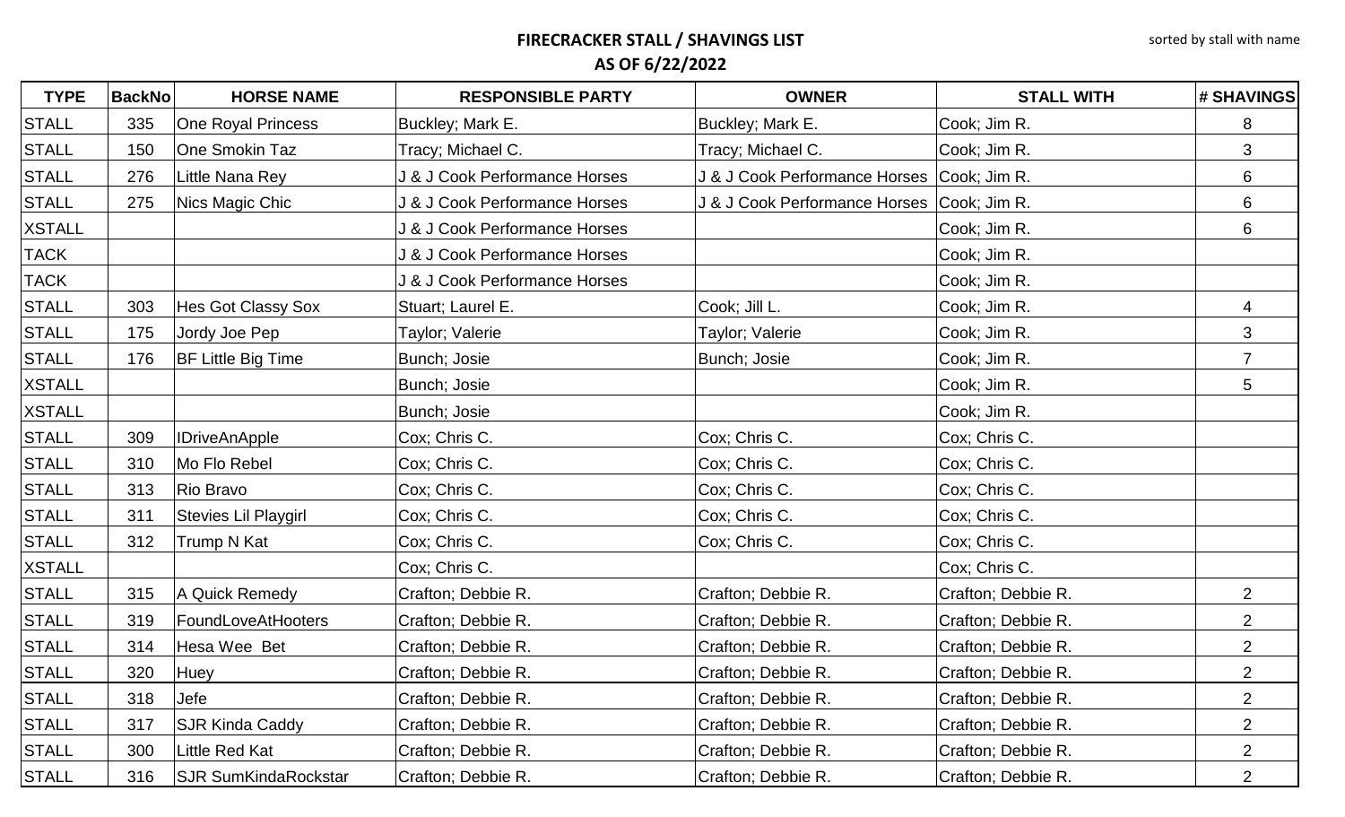**FIRECRACKER STALL / SHAVINGS LIST**

**AS OF 6/22/2022**

sorted by stall with name

| TYPE | BackNo | HORSE NAME | RESPONSIBLE PARTY | OWNER | STALL WITH | # SHAVINGS |
|---|---|---|---|---|---|---|
| STALL | 335 | One Royal Princess | Buckley; Mark E. | Buckley; Mark E. | Cook; Jim R. | 8 |
| STALL | 150 | One Smokin Taz | Tracy; Michael C. | Tracy; Michael C. | Cook; Jim R. | 3 |
| STALL | 276 | Little Nana Rey | J & J Cook Performance Horses | J & J Cook Performance Horses | Cook; Jim R. | 6 |
| STALL | 275 | Nics Magic Chic | J & J Cook Performance Horses | J & J Cook Performance Horses | Cook; Jim R. | 6 |
| XSTALL | | | J & J Cook Performance Horses | | Cook; Jim R. | 6 |
| TACK | | | J & J Cook Performance Horses | | Cook; Jim R. | |
| TACK | | | J & J Cook Performance Horses | | Cook; Jim R. | |
| STALL | 303 | Hes Got Classy Sox | Stuart; Laurel E. | Cook; Jill L. | Cook; Jim R. | 4 |
| STALL | 175 | Jordy Joe Pep | Taylor; Valerie | Taylor; Valerie | Cook; Jim R. | 3 |
| STALL | 176 | BF Little Big Time | Bunch; Josie | Bunch; Josie | Cook; Jim R. | 7 |
| XSTALL | | | Bunch; Josie | | Cook; Jim R. | 5 |
| XSTALL | | | Bunch; Josie | | Cook; Jim R. | |
| STALL | 309 | IDriveAnApple | Cox; Chris C. | Cox; Chris C. | Cox; Chris C. | |
| STALL | 310 | Mo Flo Rebel | Cox; Chris C. | Cox; Chris C. | Cox; Chris C. | |
| STALL | 313 | Rio Bravo | Cox; Chris C. | Cox; Chris C. | Cox; Chris C. | |
| STALL | 311 | Stevies Lil Playgirl | Cox; Chris C. | Cox; Chris C. | Cox; Chris C. | |
| STALL | 312 | Trump N Kat | Cox; Chris C. | Cox; Chris C. | Cox; Chris C. | |
| XSTALL | | | Cox; Chris C. | | Cox; Chris C. | |
| STALL | 315 | A Quick Remedy | Crafton; Debbie R. | Crafton; Debbie R. | Crafton; Debbie R. | 2 |
| STALL | 319 | FoundLoveAtHooters | Crafton; Debbie R. | Crafton; Debbie R. | Crafton; Debbie R. | 2 |
| STALL | 314 | Hesa Wee Bet | Crafton; Debbie R. | Crafton; Debbie R. | Crafton; Debbie R. | 2 |
| STALL | 320 | Huey | Crafton; Debbie R. | Crafton; Debbie R. | Crafton; Debbie R. | 2 |
| STALL | 318 | Jefe | Crafton; Debbie R. | Crafton; Debbie R. | Crafton; Debbie R. | 2 |
| STALL | 317 | SJR Kinda Caddy | Crafton; Debbie R. | Crafton; Debbie R. | Crafton; Debbie R. | 2 |
| STALL | 300 | Little Red Kat | Crafton; Debbie R. | Crafton; Debbie R. | Crafton; Debbie R. | 2 |
| STALL | 316 | SJR SumKindaRockstar | Crafton; Debbie R. | Crafton; Debbie R. | Crafton; Debbie R. | 2 |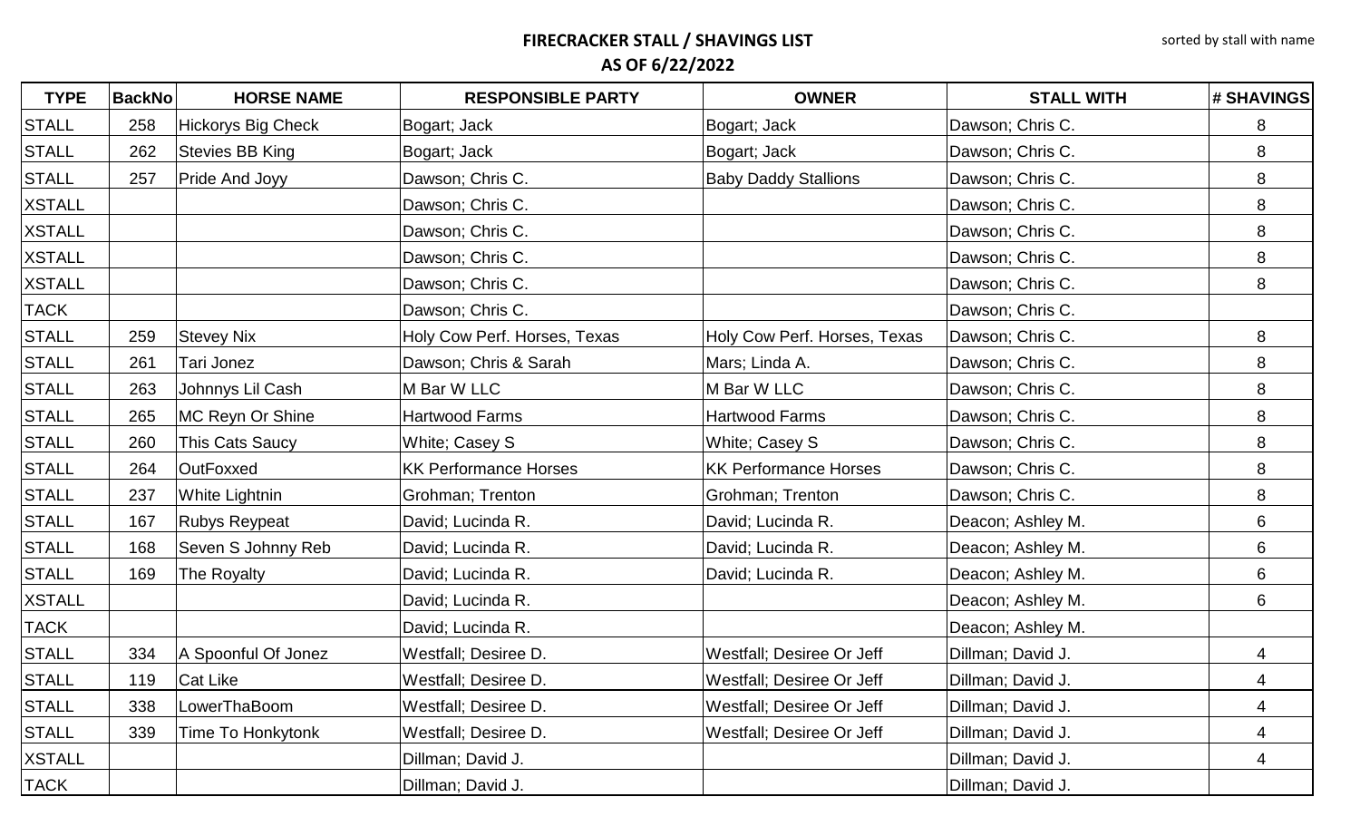**FIRECRACKER STALL / SHAVINGS LIST**

**AS OF 6/22/2022**

sorted by stall with name

| TYPE | BackNo | HORSE NAME | RESPONSIBLE PARTY | OWNER | STALL WITH | # SHAVINGS |
|---|---|---|---|---|---|---|
| STALL | 258 | Hickorys Big Check | Bogart; Jack | Bogart; Jack | Dawson; Chris C. | 8 |
| STALL | 262 | Stevies BB King | Bogart; Jack | Bogart; Jack | Dawson; Chris C. | 8 |
| STALL | 257 | Pride And Joyy | Dawson; Chris C. | Baby Daddy Stallions | Dawson; Chris C. | 8 |
| XSTALL | | | Dawson; Chris C. | | Dawson; Chris C. | 8 |
| XSTALL | | | Dawson; Chris C. | | Dawson; Chris C. | 8 |
| XSTALL | | | Dawson; Chris C. | | Dawson; Chris C. | 8 |
| XSTALL | | | Dawson; Chris C. | | Dawson; Chris C. | 8 |
| TACK | | | Dawson; Chris C. | | Dawson; Chris C. | |
| STALL | 259 | Stevey Nix | Holy Cow Perf. Horses, Texas | Holy Cow Perf. Horses, Texas | Dawson; Chris C. | 8 |
| STALL | 261 | Tari Jonez | Dawson; Chris & Sarah | Mars; Linda A. | Dawson; Chris C. | 8 |
| STALL | 263 | Johnnys Lil Cash | M Bar W LLC | M Bar W LLC | Dawson; Chris C. | 8 |
| STALL | 265 | MC Reyn Or Shine | Hartwood Farms | Hartwood Farms | Dawson; Chris C. | 8 |
| STALL | 260 | This Cats Saucy | White; Casey S | White; Casey S | Dawson; Chris C. | 8 |
| STALL | 264 | OutFoxxed | KK Performance Horses | KK Performance Horses | Dawson; Chris C. | 8 |
| STALL | 237 | White Lightnin | Grohman; Trenton | Grohman; Trenton | Dawson; Chris C. | 8 |
| STALL | 167 | Rubys Reypeat | David; Lucinda R. | David; Lucinda R. | Deacon; Ashley M. | 6 |
| STALL | 168 | Seven S Johnny Reb | David; Lucinda R. | David; Lucinda R. | Deacon; Ashley M. | 6 |
| STALL | 169 | The Royalty | David; Lucinda R. | David; Lucinda R. | Deacon; Ashley M. | 6 |
| XSTALL | | | David; Lucinda R. | | Deacon; Ashley M. | 6 |
| TACK | | | David; Lucinda R. | | Deacon; Ashley M. | |
| STALL | 334 | A Spoonful Of Jonez | Westfall; Desiree D. | Westfall; Desiree Or Jeff | Dillman; David J. | 4 |
| STALL | 119 | Cat Like | Westfall; Desiree D. | Westfall; Desiree Or Jeff | Dillman; David J. | 4 |
| STALL | 338 | LowerThaBoom | Westfall; Desiree D. | Westfall; Desiree Or Jeff | Dillman; David J. | 4 |
| STALL | 339 | Time To Honkytonk | Westfall; Desiree D. | Westfall; Desiree Or Jeff | Dillman; David J. | 4 |
| XSTALL | | | Dillman; David J. | | Dillman; David J. | 4 |
| TACK | | | Dillman; David J. | | Dillman; David J. | |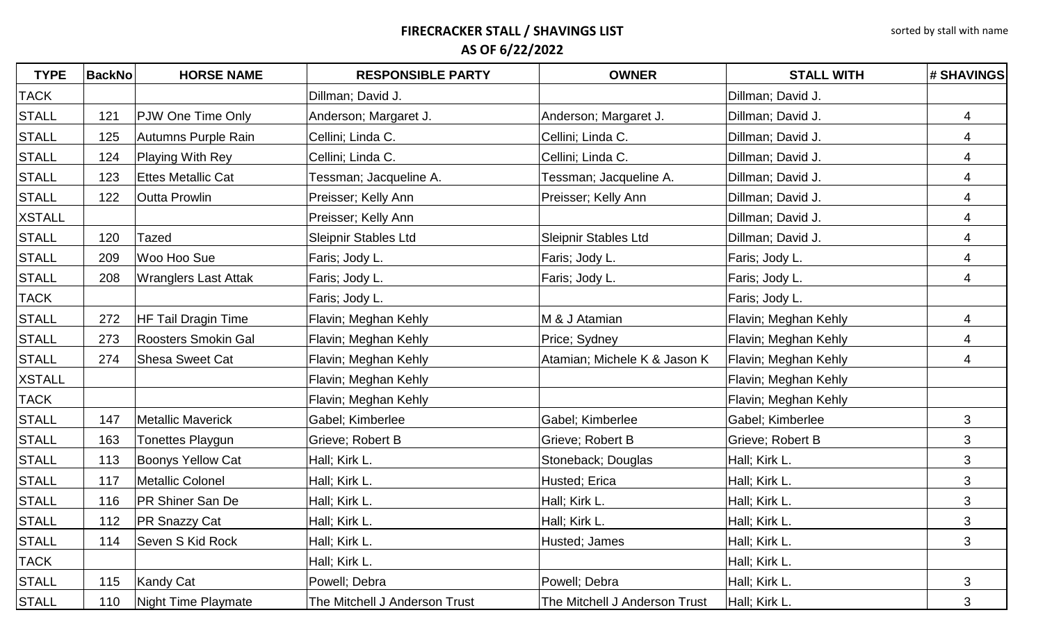# FIRECRACKER STALL / SHAVINGS LIST

## AS OF 6/22/2022

sorted by stall with name

| TYPE | BackNo | HORSE NAME | RESPONSIBLE PARTY | OWNER | STALL WITH | # SHAVINGS |
|---|---|---|---|---|---|---|
| TACK | | | Dillman; David J. | | Dillman; David J. | |
| STALL | 121 | PJW One Time Only | Anderson; Margaret J. | Anderson; Margaret J. | Dillman; David J. | 4 |
| STALL | 125 | Autumns Purple Rain | Cellini; Linda C. | Cellini; Linda C. | Dillman; David J. | 4 |
| STALL | 124 | Playing With Rey | Cellini; Linda C. | Cellini; Linda C. | Dillman; David J. | 4 |
| STALL | 123 | Ettes Metallic Cat | Tessman; Jacqueline A. | Tessman; Jacqueline A. | Dillman; David J. | 4 |
| STALL | 122 | Outta Prowlin | Preisser; Kelly Ann | Preisser; Kelly Ann | Dillman; David J. | 4 |
| XSTALL | | | Preisser; Kelly Ann | | Dillman; David J. | 4 |
| STALL | 120 | Tazed | Sleipnir Stables Ltd | Sleipnir Stables Ltd | Dillman; David J. | 4 |
| STALL | 209 | Woo Hoo Sue | Faris; Jody L. | Faris; Jody L. | Faris; Jody L. | 4 |
| STALL | 208 | Wranglers Last Attak | Faris; Jody L. | Faris; Jody L. | Faris; Jody L. | 4 |
| TACK | | | Faris; Jody L. | | Faris; Jody L. | |
| STALL | 272 | HF Tail Dragin Time | Flavin; Meghan Kehly | M & J Atamian | Flavin; Meghan Kehly | 4 |
| STALL | 273 | Roosters Smokin Gal | Flavin; Meghan Kehly | Price; Sydney | Flavin; Meghan Kehly | 4 |
| STALL | 274 | Shesa Sweet Cat | Flavin; Meghan Kehly | Atamian; Michele K & Jason K | Flavin; Meghan Kehly | 4 |
| XSTALL | | | Flavin; Meghan Kehly | | Flavin; Meghan Kehly | |
| TACK | | | Flavin; Meghan Kehly | | Flavin; Meghan Kehly | |
| STALL | 147 | Metallic Maverick | Gabel; Kimberlee | Gabel; Kimberlee | Gabel; Kimberlee | 3 |
| STALL | 163 | Tonettes Playgun | Grieve; Robert B | Grieve; Robert B | Grieve; Robert B | 3 |
| STALL | 113 | Boonys Yellow Cat | Hall; Kirk L. | Stoneback; Douglas | Hall; Kirk L. | 3 |
| STALL | 117 | Metallic Colonel | Hall; Kirk L. | Husted; Erica | Hall; Kirk L. | 3 |
| STALL | 116 | PR Shiner San De | Hall; Kirk L. | Hall; Kirk L. | Hall; Kirk L. | 3 |
| STALL | 112 | PR Snazzy Cat | Hall; Kirk L. | Hall; Kirk L. | Hall; Kirk L. | 3 |
| STALL | 114 | Seven S Kid Rock | Hall; Kirk L. | Husted; James | Hall; Kirk L. | 3 |
| TACK | | | Hall; Kirk L. | | Hall; Kirk L. | |
| STALL | 115 | Kandy Cat | Powell; Debra | Powell; Debra | Hall; Kirk L. | 3 |
| STALL | 110 | Night Time Playmate | The Mitchell J Anderson Trust | The Mitchell J Anderson Trust | Hall; Kirk L. | 3 |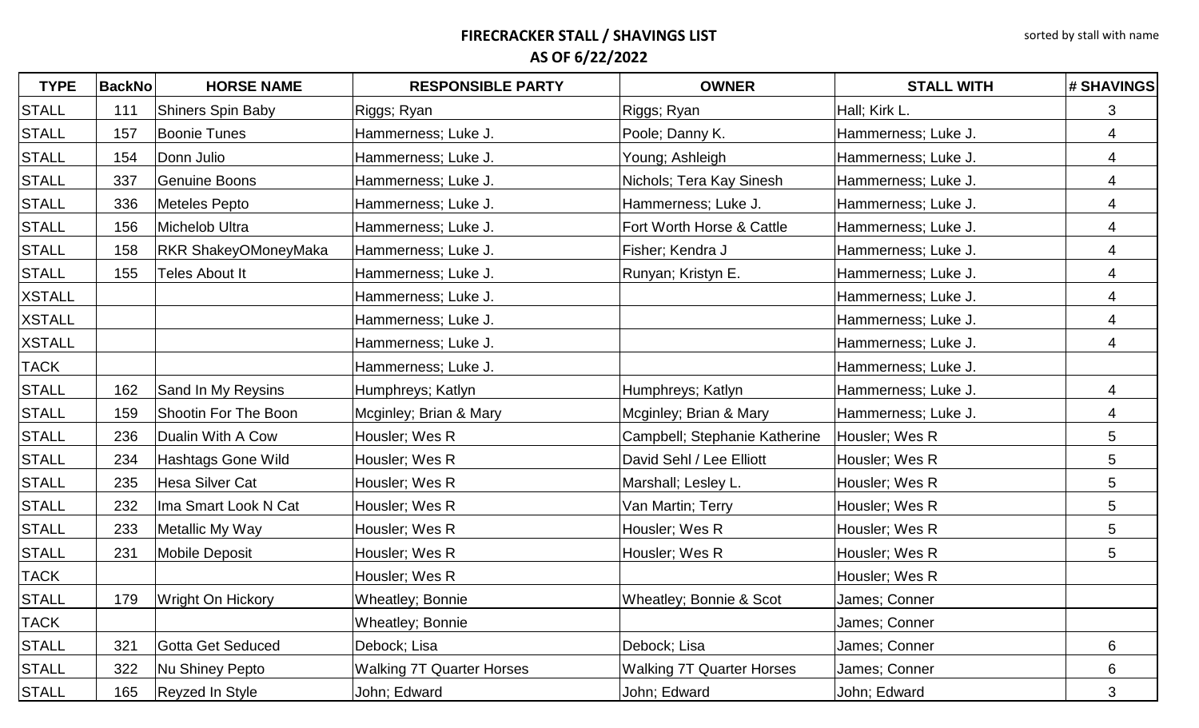**FIRECRACKER STALL / SHAVINGS LIST**

**AS OF 6/22/2022**

sorted by stall with name

| TYPE | BackNo | HORSE NAME | RESPONSIBLE PARTY | OWNER | STALL WITH | # SHAVINGS |
|---|---|---|---|---|---|---|
| STALL | 111 | Shiners Spin Baby | Riggs; Ryan | Riggs; Ryan | Hall; Kirk L. | 3 |
| STALL | 157 | Boonie Tunes | Hammerness; Luke J. | Poole; Danny K. | Hammerness; Luke J. | 4 |
| STALL | 154 | Donn Julio | Hammerness; Luke J. | Young; Ashleigh | Hammerness; Luke J. | 4 |
| STALL | 337 | Genuine Boons | Hammerness; Luke J. | Nichols; Tera Kay Sinesh | Hammerness; Luke J. | 4 |
| STALL | 336 | Meteles Pepto | Hammerness; Luke J. | Hammerness; Luke J. | Hammerness; Luke J. | 4 |
| STALL | 156 | Michelob Ultra | Hammerness; Luke J. | Fort Worth Horse & Cattle | Hammerness; Luke J. | 4 |
| STALL | 158 | RKR ShakeyOMoneyMaka | Hammerness; Luke J. | Fisher; Kendra J | Hammerness; Luke J. | 4 |
| STALL | 155 | Teles About It | Hammerness; Luke J. | Runyan; Kristyn E. | Hammerness; Luke J. | 4 |
| XSTALL | | | Hammerness; Luke J. | | Hammerness; Luke J. | 4 |
| XSTALL | | | Hammerness; Luke J. | | Hammerness; Luke J. | 4 |
| XSTALL | | | Hammerness; Luke J. | | Hammerness; Luke J. | 4 |
| TACK | | | Hammerness; Luke J. | | Hammerness; Luke J. | |
| STALL | 162 | Sand In My Reysins | Humphreys; Katlyn | Humphreys; Katlyn | Hammerness; Luke J. | 4 |
| STALL | 159 | Shootin For The Boon | Mcginley; Brian & Mary | Mcginley; Brian & Mary | Hammerness; Luke J. | 4 |
| STALL | 236 | Dualin With A Cow | Housler; Wes R | Campbell; Stephanie Katherine | Housler; Wes R | 5 |
| STALL | 234 | Hashtags Gone Wild | Housler; Wes R | David Sehl / Lee Elliott | Housler; Wes R | 5 |
| STALL | 235 | Hesa Silver Cat | Housler; Wes R | Marshall; Lesley L. | Housler; Wes R | 5 |
| STALL | 232 | Ima Smart Look N Cat | Housler; Wes R | Van Martin; Terry | Housler; Wes R | 5 |
| STALL | 233 | Metallic My Way | Housler; Wes R | Housler; Wes R | Housler; Wes R | 5 |
| STALL | 231 | Mobile Deposit | Housler; Wes R | Housler; Wes R | Housler; Wes R | 5 |
| TACK | | | Housler; Wes R | | Housler; Wes R | |
| STALL | 179 | Wright On Hickory | Wheatley; Bonnie | Wheatley; Bonnie & Scot | James; Conner | |
| TACK | | | Wheatley; Bonnie | | James; Conner | |
| STALL | 321 | Gotta Get Seduced | Debock; Lisa | Debock; Lisa | James; Conner | 6 |
| STALL | 322 | Nu Shiney Pepto | Walking 7T Quarter Horses | Walking 7T Quarter Horses | James; Conner | 6 |
| STALL | 165 | Reyzed In Style | John; Edward | John; Edward | John; Edward | 3 |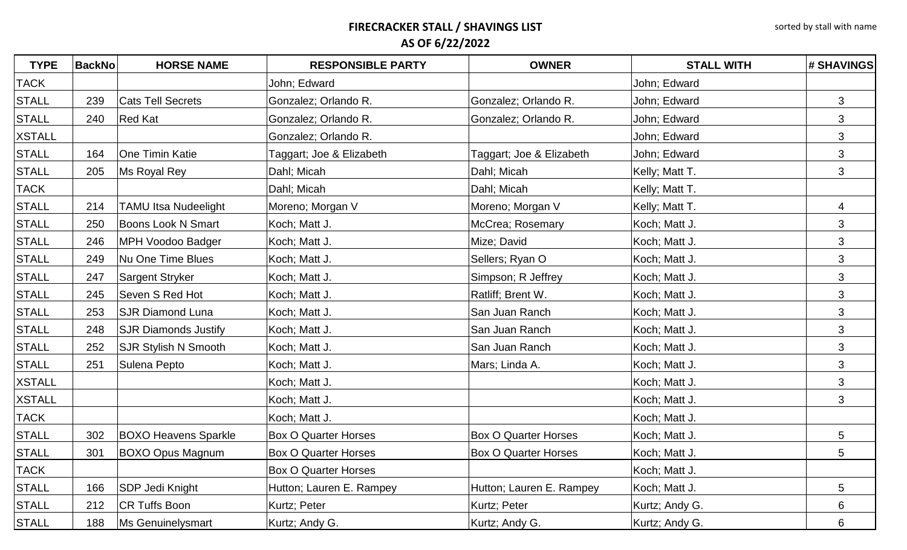## FIRECRACKER STALL / SHAVINGS LIST
## AS OF 6/22/2022

sorted by stall with name

| TYPE | BackNo | HORSE NAME | RESPONSIBLE PARTY | OWNER | STALL WITH | # SHAVINGS |
|---|---|---|---|---|---|---|
| TACK | | | John; Edward | | John; Edward | |
| STALL | 239 | Cats Tell Secrets | Gonzalez; Orlando R. | Gonzalez; Orlando R. | John; Edward | 3 |
| STALL | 240 | Red Kat | Gonzalez; Orlando R. | Gonzalez; Orlando R. | John; Edward | 3 |
| XSTALL | | | Gonzalez; Orlando R. | | John; Edward | 3 |
| STALL | 164 | One Timin Katie | Taggart; Joe & Elizabeth | Taggart; Joe & Elizabeth | John; Edward | 3 |
| STALL | 205 | Ms Royal Rey | Dahl; Micah | Dahl; Micah | Kelly; Matt T. | 3 |
| TACK | | | Dahl; Micah | Dahl; Micah | Kelly; Matt T. | |
| STALL | 214 | TAMU Itsa Nudeelight | Moreno; Morgan V | Moreno; Morgan V | Kelly; Matt T. | 4 |
| STALL | 250 | Boons Look N Smart | Koch; Matt J. | McCrea; Rosemary | Koch; Matt J. | 3 |
| STALL | 246 | MPH Voodoo Badger | Koch; Matt J. | Mize; David | Koch; Matt J. | 3 |
| STALL | 249 | Nu One Time Blues | Koch; Matt J. | Sellers; Ryan O | Koch; Matt J. | 3 |
| STALL | 247 | Sargent Stryker | Koch; Matt J. | Simpson; R Jeffrey | Koch; Matt J. | 3 |
| STALL | 245 | Seven S Red Hot | Koch; Matt J. | Ratliff; Brent W. | Koch; Matt J. | 3 |
| STALL | 253 | SJR Diamond Luna | Koch; Matt J. | San Juan Ranch | Koch; Matt J. | 3 |
| STALL | 248 | SJR Diamonds Justify | Koch; Matt J. | San Juan Ranch | Koch; Matt J. | 3 |
| STALL | 252 | SJR Stylish N Smooth | Koch; Matt J. | San Juan Ranch | Koch; Matt J. | 3 |
| STALL | 251 | Sulena Pepto | Koch; Matt J. | Mars; Linda A. | Koch; Matt J. | 3 |
| XSTALL | | | Koch; Matt J. | | Koch; Matt J. | 3 |
| XSTALL | | | Koch; Matt J. | | Koch; Matt J. | 3 |
| TACK | | | Koch; Matt J. | | Koch; Matt J. | |
| STALL | 302 | BOXO Heavens Sparkle | Box O Quarter Horses | Box O Quarter Horses | Koch; Matt J. | 5 |
| STALL | 301 | BOXO Opus Magnum | Box O Quarter Horses | Box O Quarter Horses | Koch; Matt J. | 5 |
| TACK | | | Box O Quarter Horses | | Koch; Matt J. | |
| STALL | 166 | SDP Jedi Knight | Hutton; Lauren E. Rampey | Hutton; Lauren E. Rampey | Koch; Matt J. | 5 |
| STALL | 212 | CR Tuffs Boon | Kurtz; Peter | Kurtz; Peter | Kurtz; Andy G. | 6 |
| STALL | 188 | Ms Genuinelysmart | Kurtz; Andy G. | Kurtz; Andy G. | Kurtz; Andy G. | 6 |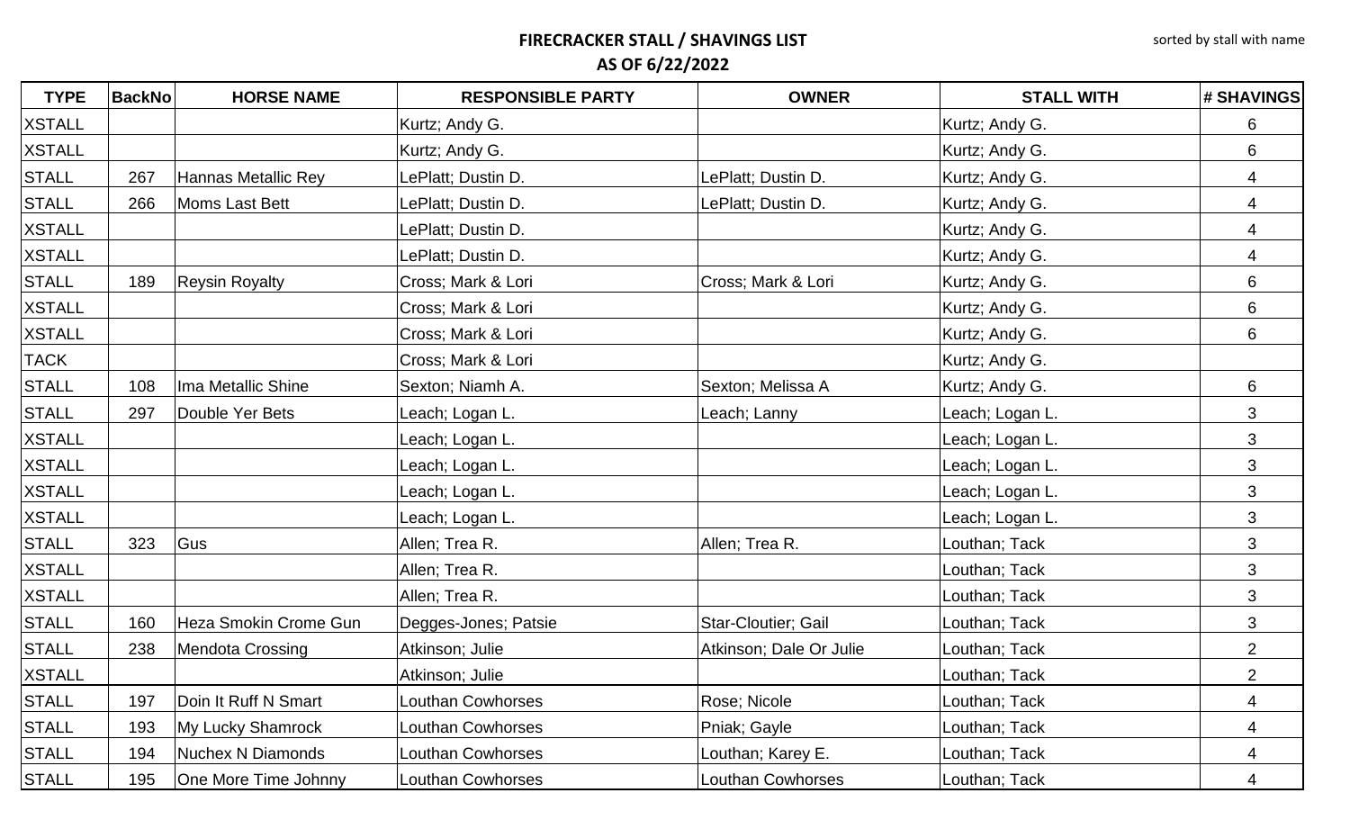# FIRECRACKER STALL / SHAVINGS LIST

## AS OF 6/22/2022

sorted by stall with name

| TYPE | BackNo | HORSE NAME | RESPONSIBLE PARTY | OWNER | STALL WITH | # SHAVINGS |
|---|---|---|---|---|---|---|
| XSTALL | | | Kurtz; Andy G. | | Kurtz; Andy G. | 6 |
| XSTALL | | | Kurtz; Andy G. | | Kurtz; Andy G. | 6 |
| STALL | 267 | Hannas Metallic Rey | LePlatt; Dustin D. | LePlatt; Dustin D. | Kurtz; Andy G. | 4 |
| STALL | 266 | Moms Last Bett | LePlatt; Dustin D. | LePlatt; Dustin D. | Kurtz; Andy G. | 4 |
| XSTALL | | | LePlatt; Dustin D. | | Kurtz; Andy G. | 4 |
| XSTALL | | | LePlatt; Dustin D. | | Kurtz; Andy G. | 4 |
| STALL | 189 | Reysin Royalty | Cross; Mark & Lori | Cross; Mark & Lori | Kurtz; Andy G. | 6 |
| XSTALL | | | Cross; Mark & Lori | | Kurtz; Andy G. | 6 |
| XSTALL | | | Cross; Mark & Lori | | Kurtz; Andy G. | 6 |
| TACK | | | Cross; Mark & Lori | | Kurtz; Andy G. | |
| STALL | 108 | Ima Metallic Shine | Sexton; Niamh A. | Sexton; Melissa A | Kurtz; Andy G. | 6 |
| STALL | 297 | Double Yer Bets | Leach; Logan L. | Leach; Lanny | Leach; Logan L. | 3 |
| XSTALL | | | Leach; Logan L. | | Leach; Logan L. | 3 |
| XSTALL | | | Leach; Logan L. | | Leach; Logan L. | 3 |
| XSTALL | | | Leach; Logan L. | | Leach; Logan L. | 3 |
| XSTALL | | | Leach; Logan L. | | Leach; Logan L. | 3 |
| STALL | 323 | Gus | Allen; Trea R. | Allen; Trea R. | Louthan; Tack | 3 |
| XSTALL | | | Allen; Trea R. | | Louthan; Tack | 3 |
| XSTALL | | | Allen; Trea R. | | Louthan; Tack | 3 |
| STALL | 160 | Heza Smokin Crome Gun | Degges-Jones; Patsie | Star-Cloutier; Gail | Louthan; Tack | 3 |
| STALL | 238 | Mendota Crossing | Atkinson; Julie | Atkinson; Dale Or Julie | Louthan; Tack | 2 |
| XSTALL | | | Atkinson; Julie | | Louthan; Tack | 2 |
| STALL | 197 | Doin It Ruff N Smart | Louthan Cowhorses | Rose; Nicole | Louthan; Tack | 4 |
| STALL | 193 | My Lucky Shamrock | Louthan Cowhorses | Pniak; Gayle | Louthan; Tack | 4 |
| STALL | 194 | Nuchex N Diamonds | Louthan Cowhorses | Louthan; Karey E. | Louthan; Tack | 4 |
| STALL | 195 | One More Time Johnny | Louthan Cowhorses | Louthan Cowhorses | Louthan; Tack | 4 |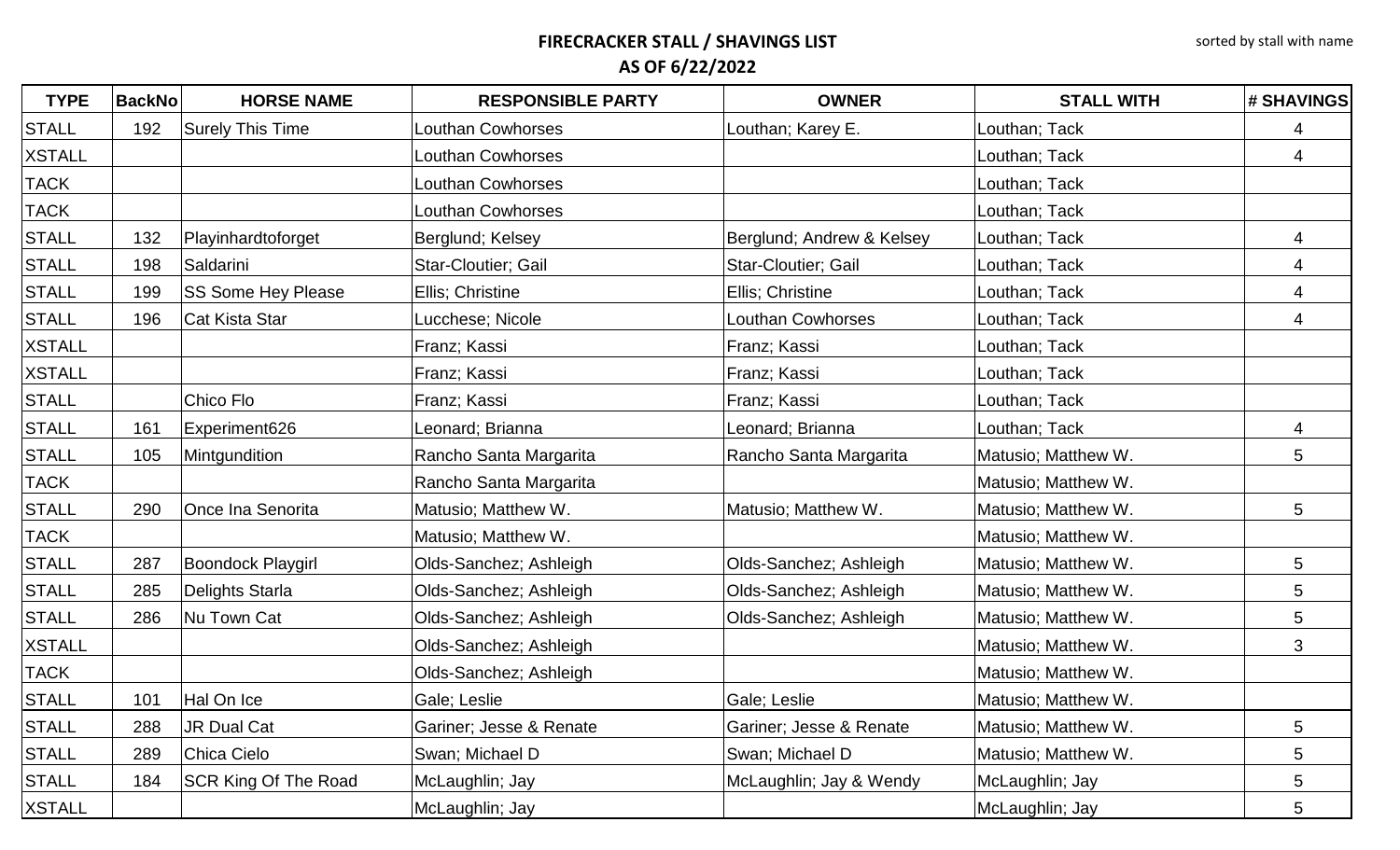# FIRECRACKER STALL / SHAVINGS LIST

## AS OF 6/22/2022

sorted by stall with name

| TYPE | BackNo | HORSE NAME | RESPONSIBLE PARTY | OWNER | STALL WITH | # SHAVINGS |
|---|---|---|---|---|---|---|
| STALL | 192 | Surely This Time | Louthan Cowhorses | Louthan; Karey E. | Louthan; Tack | 4 |
| XSTALL | | | Louthan Cowhorses | | Louthan; Tack | 4 |
| TACK | | | Louthan Cowhorses | | Louthan; Tack | |
| TACK | | | Louthan Cowhorses | | Louthan; Tack | |
| STALL | 132 | Playinhardtoforget | Berglund; Kelsey | Berglund; Andrew & Kelsey | Louthan; Tack | 4 |
| STALL | 198 | Saldarini | Star-Cloutier; Gail | Star-Cloutier; Gail | Louthan; Tack | 4 |
| STALL | 199 | SS Some Hey Please | Ellis; Christine | Ellis; Christine | Louthan; Tack | 4 |
| STALL | 196 | Cat Kista Star | Lucchese; Nicole | Louthan Cowhorses | Louthan; Tack | 4 |
| XSTALL | | | Franz; Kassi | Franz; Kassi | Louthan; Tack | |
| XSTALL | | | Franz; Kassi | Franz; Kassi | Louthan; Tack | |
| STALL | | Chico Flo | Franz; Kassi | Franz; Kassi | Louthan; Tack | |
| STALL | 161 | Experiment626 | Leonard; Brianna | Leonard; Brianna | Louthan; Tack | 4 |
| STALL | 105 | Mintgundition | Rancho Santa Margarita | Rancho Santa Margarita | Matusio; Matthew W. | 5 |
| TACK | | | Rancho Santa Margarita | | Matusio; Matthew W. | |
| STALL | 290 | Once Ina Senorita | Matusio; Matthew W. | Matusio; Matthew W. | Matusio; Matthew W. | 5 |
| TACK | | | Matusio; Matthew W. | | Matusio; Matthew W. | |
| STALL | 287 | Boondock Playgirl | Olds-Sanchez; Ashleigh | Olds-Sanchez; Ashleigh | Matusio; Matthew W. | 5 |
| STALL | 285 | Delights Starla | Olds-Sanchez; Ashleigh | Olds-Sanchez; Ashleigh | Matusio; Matthew W. | 5 |
| STALL | 286 | Nu Town Cat | Olds-Sanchez; Ashleigh | Olds-Sanchez; Ashleigh | Matusio; Matthew W. | 5 |
| XSTALL | | | Olds-Sanchez; Ashleigh | | Matusio; Matthew W. | 3 |
| TACK | | | Olds-Sanchez; Ashleigh | | Matusio; Matthew W. | |
| STALL | 101 | Hal On Ice | Gale; Leslie | Gale; Leslie | Matusio; Matthew W. | |
| STALL | 288 | JR Dual Cat | Gariner; Jesse & Renate | Gariner; Jesse & Renate | Matusio; Matthew W. | 5 |
| STALL | 289 | Chica Cielo | Swan; Michael D | Swan; Michael D | Matusio; Matthew W. | 5 |
| STALL | 184 | SCR King Of The Road | McLaughlin; Jay | McLaughlin; Jay & Wendy | McLaughlin; Jay | 5 |
| XSTALL | | | McLaughlin; Jay | | McLaughlin; Jay | 5 |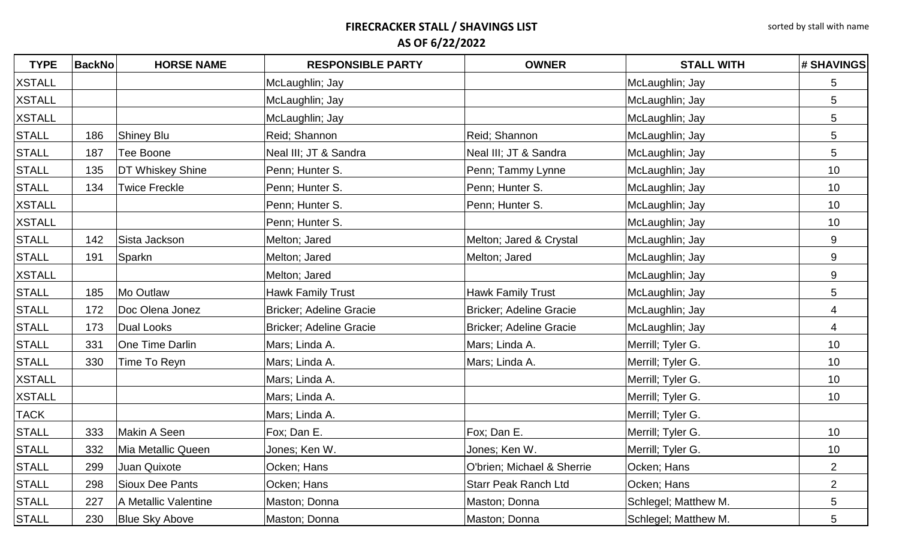# FIRECRACKER STALL / SHAVINGS LIST
## AS OF 6/22/2022

sorted by stall with name

| TYPE | BackNo | HORSE NAME | RESPONSIBLE PARTY | OWNER | STALL WITH | # SHAVINGS |
|---|---|---|---|---|---|---|
| XSTALL | | | McLaughlin; Jay | | McLaughlin; Jay | 5 |
| XSTALL | | | McLaughlin; Jay | | McLaughlin; Jay | 5 |
| XSTALL | | | McLaughlin; Jay | | McLaughlin; Jay | 5 |
| STALL | 186 | Shiney Blu | Reid; Shannon | Reid; Shannon | McLaughlin; Jay | 5 |
| STALL | 187 | Tee Boone | Neal III; JT & Sandra | Neal III; JT & Sandra | McLaughlin; Jay | 5 |
| STALL | 135 | DT Whiskey Shine | Penn; Hunter S. | Penn; Tammy Lynne | McLaughlin; Jay | 10 |
| STALL | 134 | Twice Freckle | Penn; Hunter S. | Penn; Hunter S. | McLaughlin; Jay | 10 |
| XSTALL | | | Penn; Hunter S. | Penn; Hunter S. | McLaughlin; Jay | 10 |
| XSTALL | | | Penn; Hunter S. | | McLaughlin; Jay | 10 |
| STALL | 142 | Sista Jackson | Melton; Jared | Melton; Jared & Crystal | McLaughlin; Jay | 9 |
| STALL | 191 | Sparkn | Melton; Jared | Melton; Jared | McLaughlin; Jay | 9 |
| XSTALL | | | Melton; Jared | | McLaughlin; Jay | 9 |
| STALL | 185 | Mo Outlaw | Hawk Family Trust | Hawk Family Trust | McLaughlin; Jay | 5 |
| STALL | 172 | Doc Olena Jonez | Bricker; Adeline Gracie | Bricker; Adeline Gracie | McLaughlin; Jay | 4 |
| STALL | 173 | Dual Looks | Bricker; Adeline Gracie | Bricker; Adeline Gracie | McLaughlin; Jay | 4 |
| STALL | 331 | One Time Darlin | Mars; Linda A. | Mars; Linda A. | Merrill; Tyler G. | 10 |
| STALL | 330 | Time To Reyn | Mars; Linda A. | Mars; Linda A. | Merrill; Tyler G. | 10 |
| XSTALL | | | Mars; Linda A. | | Merrill; Tyler G. | 10 |
| XSTALL | | | Mars; Linda A. | | Merrill; Tyler G. | 10 |
| TACK | | | Mars; Linda A. | | Merrill; Tyler G. | |
| STALL | 333 | Makin A Seen | Fox; Dan E. | Fox; Dan E. | Merrill; Tyler G. | 10 |
| STALL | 332 | Mia Metallic Queen | Jones; Ken W. | Jones; Ken W. | Merrill; Tyler G. | 10 |
| STALL | 299 | Juan Quixote | Ocken; Hans | O'brien; Michael & Sherrie | Ocken; Hans | 2 |
| STALL | 298 | Sioux Dee Pants | Ocken; Hans | Starr Peak Ranch Ltd | Ocken; Hans | 2 |
| STALL | 227 | A Metallic Valentine | Maston; Donna | Maston; Donna | Schlegel; Matthew M. | 5 |
| STALL | 230 | Blue Sky Above | Maston; Donna | Maston; Donna | Schlegel; Matthew M. | 5 |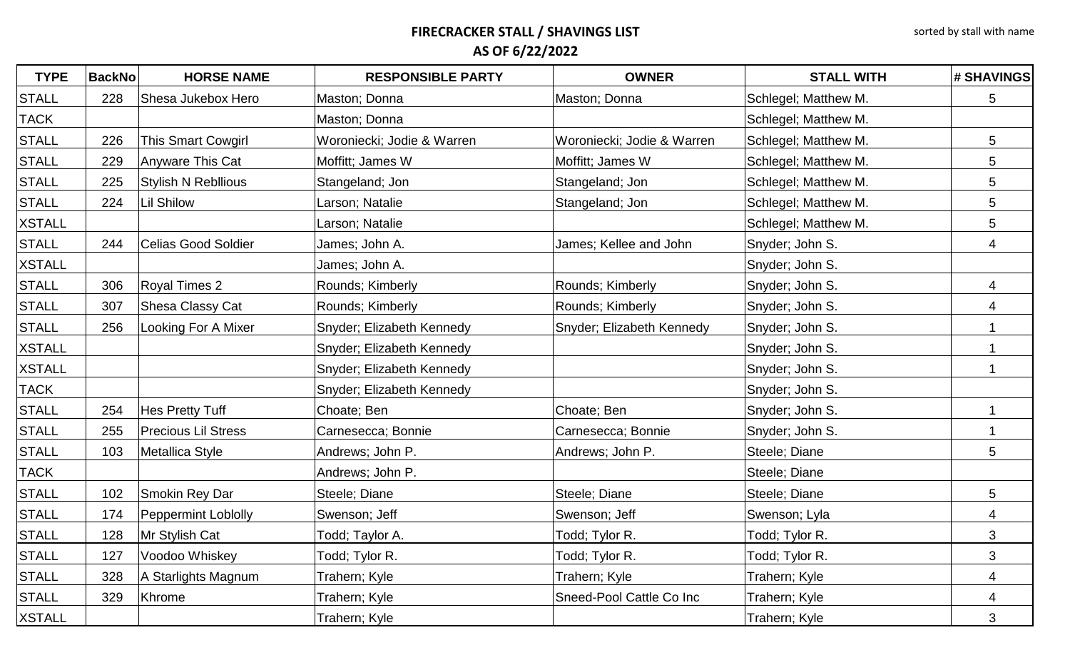# FIRECRACKER STALL / SHAVINGS LIST

## AS OF 6/22/2022

sorted by stall with name

| TYPE | BackNo | HORSE NAME | RESPONSIBLE PARTY | OWNER | STALL WITH | # SHAVINGS |
|---|---|---|---|---|---|---|
| STALL | 228 | Shesa Jukebox Hero | Maston; Donna | Maston; Donna | Schlegel; Matthew M. | 5 |
| TACK | | | Maston; Donna | | Schlegel; Matthew M. | |
| STALL | 226 | This Smart Cowgirl | Woroniecki; Jodie & Warren | Woroniecki; Jodie & Warren | Schlegel; Matthew M. | 5 |
| STALL | 229 | Anyware This Cat | Moffitt; James W | Moffitt; James W | Schlegel; Matthew M. | 5 |
| STALL | 225 | Stylish N Rebllious | Stangeland; Jon | Stangeland; Jon | Schlegel; Matthew M. | 5 |
| STALL | 224 | Lil Shilow | Larson; Natalie | Stangeland; Jon | Schlegel; Matthew M. | 5 |
| XSTALL | | | Larson; Natalie | | Schlegel; Matthew M. | 5 |
| STALL | 244 | Celias Good Soldier | James; John A. | James; Kellee and John | Snyder; John S. | 4 |
| XSTALL | | | James; John A. | | Snyder; John S. | |
| STALL | 306 | Royal Times 2 | Rounds; Kimberly | Rounds; Kimberly | Snyder; John S. | 4 |
| STALL | 307 | Shesa Classy Cat | Rounds; Kimberly | Rounds; Kimberly | Snyder; John S. | 4 |
| STALL | 256 | Looking For A Mixer | Snyder; Elizabeth Kennedy | Snyder; Elizabeth Kennedy | Snyder; John S. | 1 |
| XSTALL | | | Snyder; Elizabeth Kennedy | | Snyder; John S. | 1 |
| XSTALL | | | Snyder; Elizabeth Kennedy | | Snyder; John S. | 1 |
| TACK | | | Snyder; Elizabeth Kennedy | | Snyder; John S. | |
| STALL | 254 | Hes Pretty Tuff | Choate; Ben | Choate; Ben | Snyder; John S. | 1 |
| STALL | 255 | Precious Lil Stress | Carnesecca; Bonnie | Carnesecca; Bonnie | Snyder; John S. | 1 |
| STALL | 103 | Metallica Style | Andrews; John P. | Andrews; John P. | Steele; Diane | 5 |
| TACK | | | Andrews; John P. | | Steele; Diane | |
| STALL | 102 | Smokin Rey Dar | Steele; Diane | Steele; Diane | Steele; Diane | 5 |
| STALL | 174 | Peppermint Loblolly | Swenson; Jeff | Swenson; Jeff | Swenson; Lyla | 4 |
| STALL | 128 | Mr Stylish Cat | Todd; Taylor A. | Todd; Tylor R. | Todd; Tylor R. | 3 |
| STALL | 127 | Voodoo Whiskey | Todd; Tylor R. | Todd; Tylor R. | Todd; Tylor R. | 3 |
| STALL | 328 | A Starlights Magnum | Trahern; Kyle | Trahern; Kyle | Trahern; Kyle | 4 |
| STALL | 329 | Khrome | Trahern; Kyle | Sneed-Pool Cattle Co Inc | Trahern; Kyle | 4 |
| XSTALL | | | Trahern; Kyle | | Trahern; Kyle | 3 |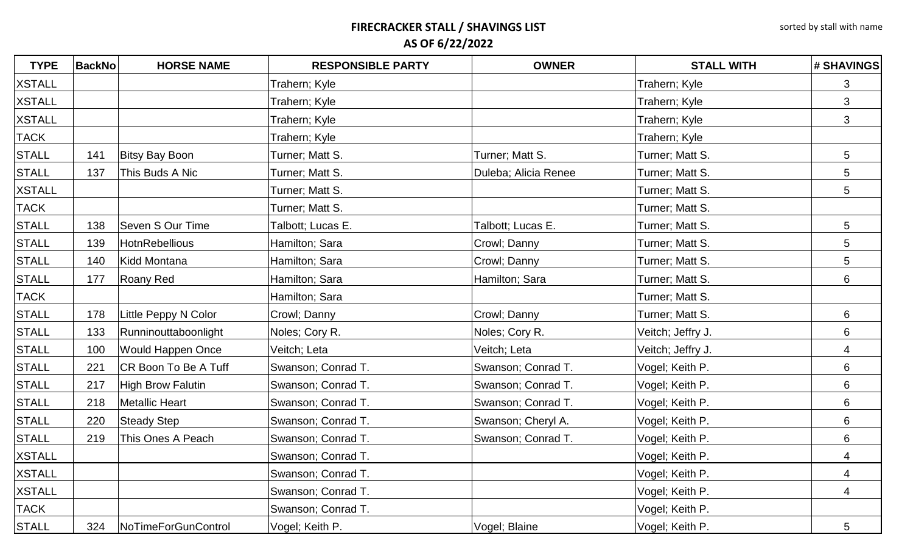**FIRECRACKER STALL / SHAVINGS LIST**

**AS OF 6/22/2022**

sorted by stall with name

| TYPE | BackNo | HORSE NAME | RESPONSIBLE PARTY | OWNER | STALL WITH | # SHAVINGS |
|---|---|---|---|---|---|---|
| XSTALL | | | Trahern; Kyle | | Trahern; Kyle | 3 |
| XSTALL | | | Trahern; Kyle | | Trahern; Kyle | 3 |
| XSTALL | | | Trahern; Kyle | | Trahern; Kyle | 3 |
| TACK | | | Trahern; Kyle | | Trahern; Kyle | |
| STALL | 141 | Bitsy Bay Boon | Turner; Matt S. | Turner; Matt S. | Turner; Matt S. | 5 |
| STALL | 137 | This Buds A Nic | Turner; Matt S. | Duleba; Alicia Renee | Turner; Matt S. | 5 |
| XSTALL | | | Turner; Matt S. | | Turner; Matt S. | 5 |
| TACK | | | Turner; Matt S. | | Turner; Matt S. | |
| STALL | 138 | Seven S Our Time | Talbott; Lucas E. | Talbott; Lucas E. | Turner; Matt S. | 5 |
| STALL | 139 | HotnRebellious | Hamilton; Sara | Crowl; Danny | Turner; Matt S. | 5 |
| STALL | 140 | Kidd Montana | Hamilton; Sara | Crowl; Danny | Turner; Matt S. | 5 |
| STALL | 177 | Roany Red | Hamilton; Sara | Hamilton; Sara | Turner; Matt S. | 6 |
| TACK | | | Hamilton; Sara | | Turner; Matt S. | |
| STALL | 178 | Little Peppy N Color | Crowl; Danny | Crowl; Danny | Turner; Matt S. | 6 |
| STALL | 133 | Runninouttaboonlight | Noles; Cory R. | Noles; Cory R. | Veitch; Jeffry J. | 6 |
| STALL | 100 | Would Happen Once | Veitch; Leta | Veitch; Leta | Veitch; Jeffry J. | 4 |
| STALL | 221 | CR Boon To Be A Tuff | Swanson; Conrad T. | Swanson; Conrad T. | Vogel; Keith P. | 6 |
| STALL | 217 | High Brow Falutin | Swanson; Conrad T. | Swanson; Conrad T. | Vogel; Keith P. | 6 |
| STALL | 218 | Metallic Heart | Swanson; Conrad T. | Swanson; Conrad T. | Vogel; Keith P. | 6 |
| STALL | 220 | Steady Step | Swanson; Conrad T. | Swanson; Cheryl A. | Vogel; Keith P. | 6 |
| STALL | 219 | This Ones A Peach | Swanson; Conrad T. | Swanson; Conrad T. | Vogel; Keith P. | 6 |
| XSTALL | | | Swanson; Conrad T. | | Vogel; Keith P. | 4 |
| XSTALL | | | Swanson; Conrad T. | | Vogel; Keith P. | 4 |
| XSTALL | | | Swanson; Conrad T. | | Vogel; Keith P. | 4 |
| TACK | | | Swanson; Conrad T. | | Vogel; Keith P. | |
| STALL | 324 | NoTimeForGunControl | Vogel; Keith P. | Vogel; Blaine | Vogel; Keith P. | 5 |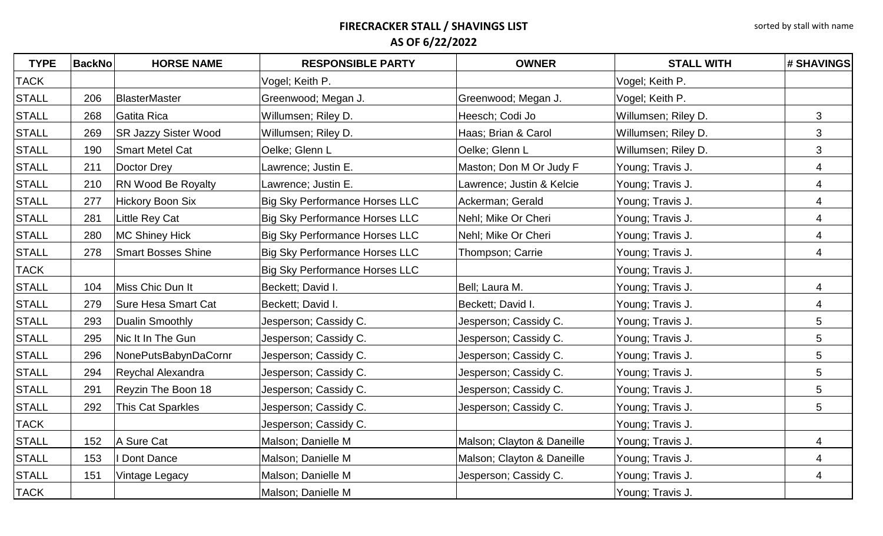# FIRECRACKER STALL / SHAVINGS LIST

## AS OF 6/22/2022

sorted by stall with name

| TYPE | BackNo | HORSE NAME | RESPONSIBLE PARTY | OWNER | STALL WITH | # SHAVINGS |
|---|---|---|---|---|---|---|
| TACK | | | Vogel; Keith P. | | Vogel; Keith P. | |
| STALL | 206 | BlasterMaster | Greenwood; Megan J. | Greenwood; Megan J. | Vogel; Keith P. | |
| STALL | 268 | Gatita Rica | Willumsen; Riley D. | Heesch; Codi Jo | Willumsen; Riley D. | 3 |
| STALL | 269 | SR Jazzy Sister Wood | Willumsen; Riley D. | Haas; Brian & Carol | Willumsen; Riley D. | 3 |
| STALL | 190 | Smart Metel Cat | Oelke; Glenn L | Oelke; Glenn L | Willumsen; Riley D. | 3 |
| STALL | 211 | Doctor Drey | Lawrence; Justin E. | Maston; Don M Or Judy F | Young; Travis J. | 4 |
| STALL | 210 | RN Wood Be Royalty | Lawrence; Justin E. | Lawrence; Justin & Kelcie | Young; Travis J. | 4 |
| STALL | 277 | Hickory Boon Six | Big Sky Performance Horses LLC | Ackerman; Gerald | Young; Travis J. | 4 |
| STALL | 281 | Little Rey Cat | Big Sky Performance Horses LLC | Nehl; Mike Or Cheri | Young; Travis J. | 4 |
| STALL | 280 | MC Shiney Hick | Big Sky Performance Horses LLC | Nehl; Mike Or Cheri | Young; Travis J. | 4 |
| STALL | 278 | Smart Bosses Shine | Big Sky Performance Horses LLC | Thompson; Carrie | Young; Travis J. | 4 |
| TACK | | | Big Sky Performance Horses LLC | | Young; Travis J. | |
| STALL | 104 | Miss Chic Dun It | Beckett; David I. | Bell; Laura M. | Young; Travis J. | 4 |
| STALL | 279 | Sure Hesa Smart Cat | Beckett; David I. | Beckett; David I. | Young; Travis J. | 4 |
| STALL | 293 | Dualin Smoothly | Jesperson; Cassidy C. | Jesperson; Cassidy C. | Young; Travis J. | 5 |
| STALL | 295 | Nic It In The Gun | Jesperson; Cassidy C. | Jesperson; Cassidy C. | Young; Travis J. | 5 |
| STALL | 296 | NonePutsBabynDaCornr | Jesperson; Cassidy C. | Jesperson; Cassidy C. | Young; Travis J. | 5 |
| STALL | 294 | Reychal Alexandra | Jesperson; Cassidy C. | Jesperson; Cassidy C. | Young; Travis J. | 5 |
| STALL | 291 | Reyzin The Boon 18 | Jesperson; Cassidy C. | Jesperson; Cassidy C. | Young; Travis J. | 5 |
| STALL | 292 | This Cat Sparkles | Jesperson; Cassidy C. | Jesperson; Cassidy C. | Young; Travis J. | 5 |
| TACK | | | Jesperson; Cassidy C. | | Young; Travis J. | |
| STALL | 152 | A Sure Cat | Malson; Danielle M | Malson; Clayton & Daneille | Young; Travis J. | 4 |
| STALL | 153 | I Dont Dance | Malson; Danielle M | Malson; Clayton & Daneille | Young; Travis J. | 4 |
| STALL | 151 | Vintage Legacy | Malson; Danielle M | Jesperson; Cassidy C. | Young; Travis J. | 4 |
| TACK | | | Malson; Danielle M | | Young; Travis J. | |